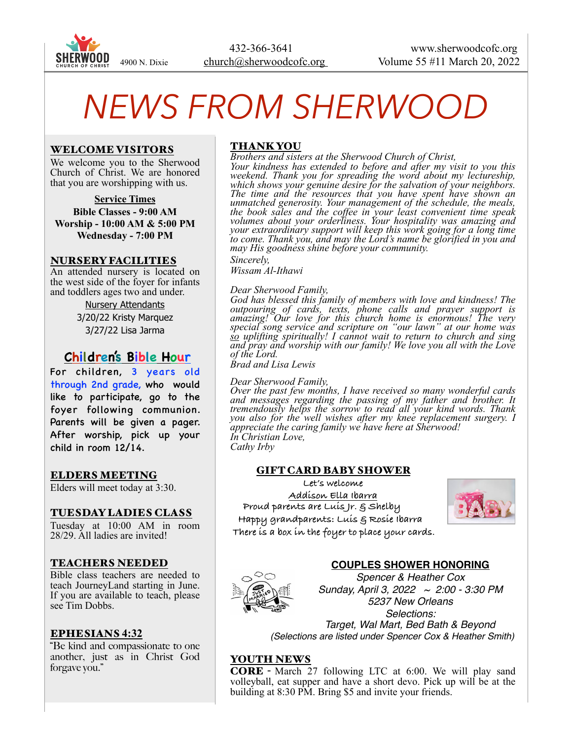SHERWOOD CHURCH OF CHRIST 4900 N. Dixie

432-366-3641
church@sherwoodcofc.org

www.sherwoodcofc.org
Volume 55 #11 March 20, 2022

# NEWS FROM SHERWOOD

## WELCOME VISITORS

We welcome you to the Sherwood Church of Christ. We are honored that you are worshipping with us.

**Service Times**
**Bible Classes - 9:00 AM**
**Worship - 10:00 AM & 5:00 PM**
**Wednesday - 7:00 PM**

## NURSERY FACILITIES

An attended nursery is located on the west side of the foyer for infants and toddlers ages two and under.

Nursery Attendants
3/20/22 Kristy Marquez
3/27/22 Lisa Jarma

## Children's Bible Hour

For children, 3 years old through 2nd grade, who would like to participate, go to the foyer following communion. Parents will be given a pager. After worship, pick up your child in room 12/14.

## ELDERS MEETING

Elders will meet today at 3:30.

## TUESDAY LADIES CLASS

Tuesday at 10:00 AM in room 28/29. All ladies are invited!

## TEACHERS NEEDED

Bible class teachers are needed to teach JourneyLand starting in June. If you are available to teach, please see Tim Dobbs.

## EPHESIANS 4:32

"Be kind and compassionate to one another, just as in Christ God forgave you."

## THANK YOU

*Brothers and sisters at the Sherwood Church of Christ,*
*Your kindness has extended to before and after my visit to you this weekend. Thank you for spreading the word about my lectureship, which shows your genuine desire for the salvation of your neighbors. The time and the resources that you have spent have shown an unmatched generosity. Your management of the schedule, the meals, the book sales and the coffee in your least convenient time speak volumes about your orderliness. Your hospitality was amazing and your extraordinary support will keep this work going for a long time to come. Thank you, and may the Lord's name be glorified in you and may His goodness shine before your community.*
*Sincerely,*
*Wissam Al-Ithawi*

*Dear Sherwood Family,*
*God has blessed this family of members with love and kindness! The outpouring of cards, texts, phone calls and prayer support is amazing! Our love for this church home is enormous! The very special song service and scripture on "our lawn" at our home was so uplifting spiritually! I cannot wait to return to church and sing and pray and worship with our family! We love you all with the Love of the Lord.*
*Brad and Lisa Lewis*

*Dear Sherwood Family,*
*Over the past few months, I have received so many wonderful cards and messages regarding the passing of my father and brother. It tremendously helps the sorrow to read all your kind words. Thank you also for the well wishes after my knee replacement surgery. I appreciate the caring family we have here at Sherwood!*
*In Christian Love,*
*Cathy Irby*

## GIFT CARD BABY SHOWER

Let's welcome
Addison Ella Ibarra
Proud parents are Luis Jr. & Shelby
Happy grandparents: Luis & Rosie Ibarra
There is a box in the foyer to place your cards.

## COUPLES SHOWER HONORING

*Spencer & Heather Cox*
*Sunday, April 3, 2022 ~ 2:00 - 3:30 PM*
*5237 New Orleans*
*Selections:*
*Target, Wal Mart, Bed Bath & Beyond*
*(Selections are listed under Spencer Cox & Heather Smith)*

## YOUTH NEWS

**CORE** - March 27 following LTC at 6:00. We will play sand volleyball, eat supper and have a short devo. Pick up will be at the building at 8:30 PM. Bring $5 and invite your friends.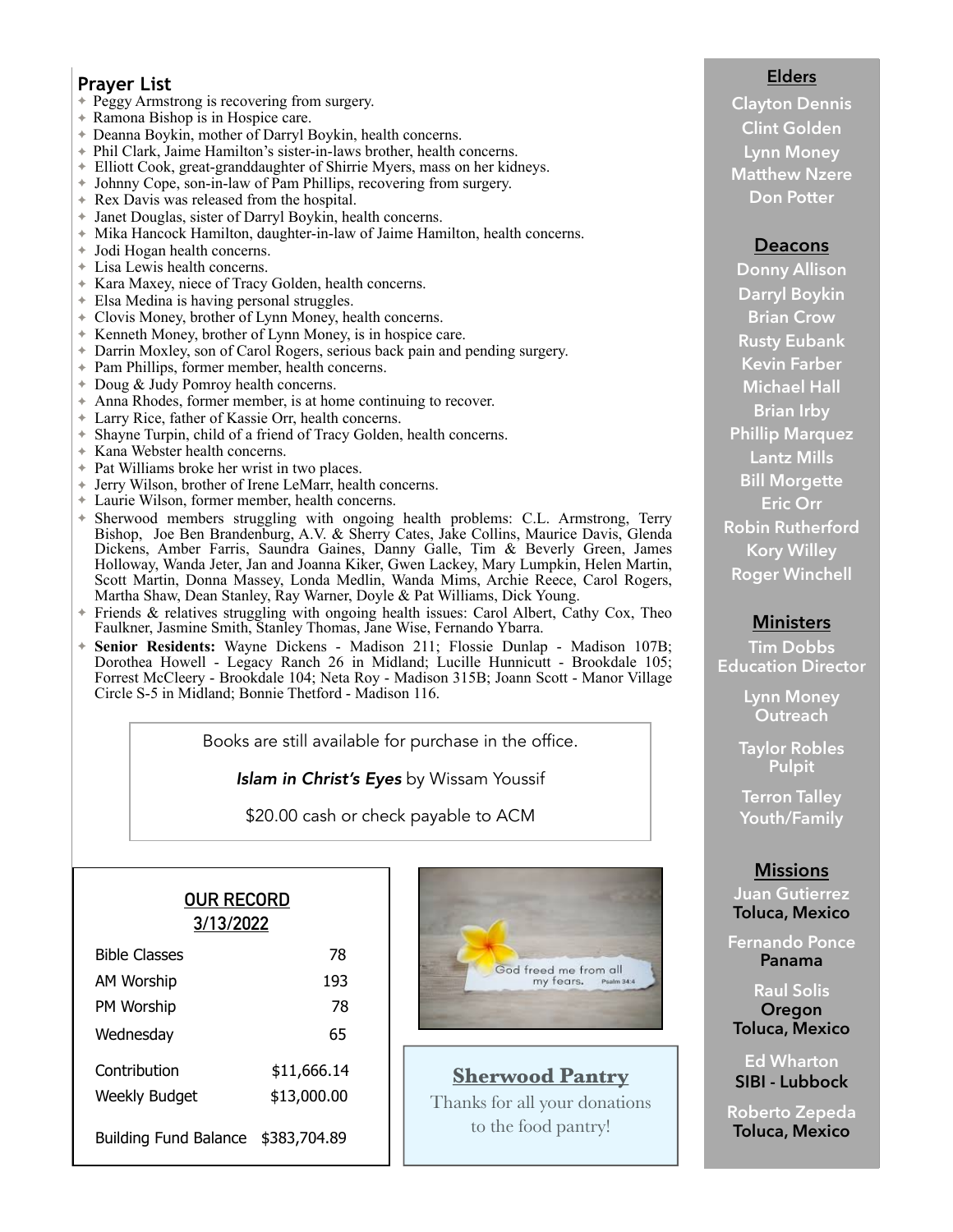## Prayer List

- Peggy Armstrong is recovering from surgery.
- Ramona Bishop is in Hospice care.
- Deanna Boykin, mother of Darryl Boykin, health concerns.
- Phil Clark, Jaime Hamilton's sister-in-laws brother, health concerns.
- Elliott Cook, great-granddaughter of Shirrie Myers, mass on her kidneys.
- Johnny Cope, son-in-law of Pam Phillips, recovering from surgery.
- Rex Davis was released from the hospital.
- Janet Douglas, sister of Darryl Boykin, health concerns.
- Mika Hancock Hamilton, daughter-in-law of Jaime Hamilton, health concerns.
- Jodi Hogan health concerns.
- Lisa Lewis health concerns.
- Kara Maxey, niece of Tracy Golden, health concerns.
- Elsa Medina is having personal struggles.
- Clovis Money, brother of Lynn Money, health concerns.
- Kenneth Money, brother of Lynn Money, is in hospice care.
- Darrin Moxley, son of Carol Rogers, serious back pain and pending surgery.
- Pam Phillips, former member, health concerns.
- Doug & Judy Pomroy health concerns.
- Anna Rhodes, former member, is at home continuing to recover.
- Larry Rice, father of Kassie Orr, health concerns.
- Shayne Turpin, child of a friend of Tracy Golden, health concerns.
- Kana Webster health concerns.
- Pat Williams broke her wrist in two places.
- Jerry Wilson, brother of Irene LeMarr, health concerns.
- Laurie Wilson, former member, health concerns.
- Sherwood members struggling with ongoing health problems: C.L. Armstrong, Terry Bishop, Joe Ben Brandenburg, A.V. & Sherry Cates, Jake Collins, Maurice Davis, Glenda Dickens, Amber Farris, Saundra Gaines, Danny Galle, Tim & Beverly Green, James Holloway, Wanda Jeter, Jan and Joanna Kiker, Gwen Lackey, Mary Lumpkin, Helen Martin, Scott Martin, Donna Massey, Londa Medlin, Wanda Mims, Archie Reece, Carol Rogers, Martha Shaw, Dean Stanley, Ray Warner, Doyle & Pat Williams, Dick Young.
- Friends & relatives struggling with ongoing health issues: Carol Albert, Cathy Cox, Theo Faulkner, Jasmine Smith, Stanley Thomas, Jane Wise, Fernando Ybarra.
- **Senior Residents:** Wayne Dickens - Madison 211; Flossie Dunlap - Madison 107B; Dorothea Howell - Legacy Ranch 26 in Midland; Lucille Hunnicutt - Brookdale 105; Forrest McCleery - Brookdale 104; Neta Roy - Madison 315B; Joann Scott - Manor Village Circle S-5 in Midland; Bonnie Thetford - Madison 116.

Books are still available for purchase in the office.

***Islam in Christ's Eyes*** by Wissam Youssif

$20.00 cash or check payable to ACM

### OUR RECORD
### 3/13/2022

| | |
|---|---|
| Bible Classes | 78 |
| AM Worship | 193 |
| PM Worship | 78 |
| Wednesday | 65 |
| Contribution | $11,666.14 |
| Weekly Budget | $13,000.00 |
| Building Fund Balance | $383,704.89 |

God freed me from all my fears. Psalm 34:4

### Sherwood Pantry

Thanks for all your donations to the food pantry!

### Elders

Clayton Dennis
Clint Golden
Lynn Money
Matthew Nzere
Don Potter

### Deacons

Donny Allison
Darryl Boykin
Brian Crow
Rusty Eubank
Kevin Farber
Michael Hall
Brian Irby
Phillip Marquez
Lantz Mills
Bill Morgette
Eric Orr
Robin Rutherford
Kory Willey
Roger Winchell

### Ministers

Tim Dobbs
Education Director

Lynn Money
Outreach

Taylor Robles
Pulpit

Terron Talley
Youth/Family

### Missions

Juan Gutierrez
Toluca, Mexico

Fernando Ponce
Panama

Raul Solis
Oregon
Toluca, Mexico

Ed Wharton
SIBI - Lubbock

Roberto Zepeda
Toluca, Mexico